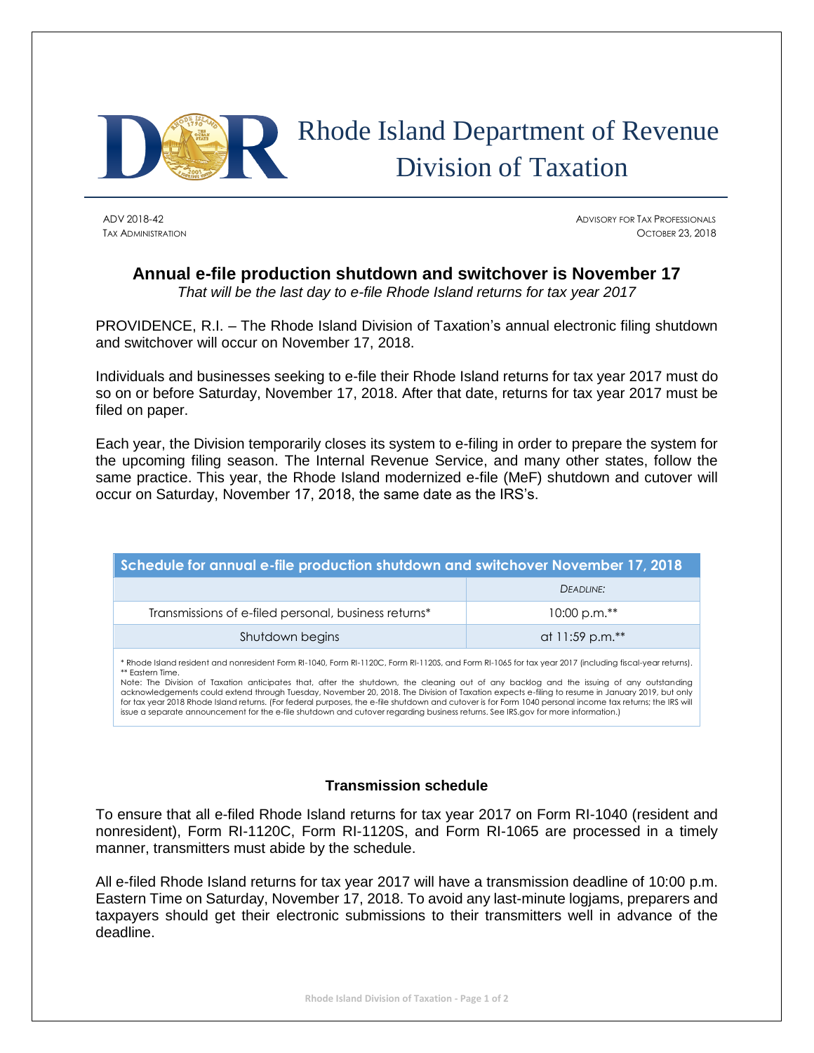Rhode Island Department of Revenue
Division of Taxation

ADV 2018-42
TAX ADMINISTRATION

ADVISORY FOR TAX PROFESSIONALS
OCTOBER 23, 2018

# Annual e-file production shutdown and switchover is November 17

*That will be the last day to e-file Rhode Island returns for tax year 2017*

PROVIDENCE, R.I. – The Rhode Island Division of Taxation's annual electronic filing shutdown and switchover will occur on November 17, 2018.

Individuals and businesses seeking to e-file their Rhode Island returns for tax year 2017 must do so on or before Saturday, November 17, 2018. After that date, returns for tax year 2017 must be filed on paper.

Each year, the Division temporarily closes its system to e-filing in order to prepare the system for the upcoming filing season. The Internal Revenue Service, and many other states, follow the same practice. This year, the Rhode Island modernized e-file (MeF) shutdown and cutover will occur on Saturday, November 17, 2018, the same date as the IRS's.

| Schedule for annual e-file production shutdown and switchover November 17, 2018 | |
|---|---|
| | *DEADLINE:* |
| Transmissions of e-filed personal, business returns* | 10:00 p.m.** |
| Shutdown begins | at 11:59 p.m.** |

\* Rhode Island resident and nonresident Form RI-1040, Form RI-1120C, Form RI-1120S, and Form RI-1065 for tax year 2017 (including fiscal-year returns).
** Eastern Time.
Note: The Division of Taxation anticipates that, after the shutdown, the cleaning out of any backlog and the issuing of any outstanding acknowledgements could extend through Tuesday, November 20, 2018. The Division of Taxation expects e-filing to resume in January 2019, but only for tax year 2018 Rhode Island returns. (For federal purposes, the e-file shutdown and cutover is for Form 1040 personal income tax returns; the IRS will issue a separate announcement for the e-file shutdown and cutover regarding business returns. See IRS.gov for more information.)

## Transmission schedule

To ensure that all e-filed Rhode Island returns for tax year 2017 on Form RI-1040 (resident and nonresident), Form RI-1120C, Form RI-1120S, and Form RI-1065 are processed in a timely manner, transmitters must abide by the schedule.

All e-filed Rhode Island returns for tax year 2017 will have a transmission deadline of 10:00 p.m. Eastern Time on Saturday, November 17, 2018. To avoid any last-minute logjams, preparers and taxpayers should get their electronic submissions to their transmitters well in advance of the deadline.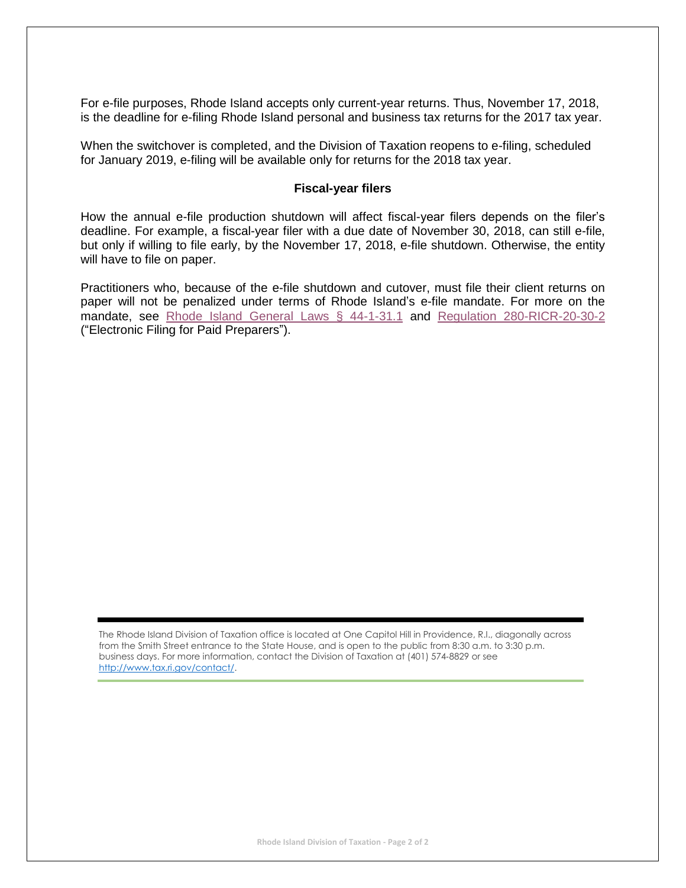For e-file purposes, Rhode Island accepts only current-year returns. Thus, November 17, 2018, is the deadline for e-filing Rhode Island personal and business tax returns for the 2017 tax year.

When the switchover is completed, and the Division of Taxation reopens to e-filing, scheduled for January 2019, e-filing will be available only for returns for the 2018 tax year.

## Fiscal-year filers

How the annual e-file production shutdown will affect fiscal-year filers depends on the filer's deadline. For example, a fiscal-year filer with a due date of November 30, 2018, can still e-file, but only if willing to file early, by the November 17, 2018, e-file shutdown. Otherwise, the entity will have to file on paper.

Practitioners who, because of the e-file shutdown and cutover, must file their client returns on paper will not be penalized under terms of Rhode Island's e-file mandate. For more on the mandate, see Rhode Island General Laws § 44-1-31.1 and Regulation 280-RICR-20-30-2 ("Electronic Filing for Paid Preparers").

---

The Rhode Island Division of Taxation office is located at One Capitol Hill in Providence, R.I., diagonally across from the Smith Street entrance to the State House, and is open to the public from 8:30 a.m. to 3:30 p.m. business days. For more information, contact the Division of Taxation at (401) 574-8829 or see http://www.tax.ri.gov/contact/.